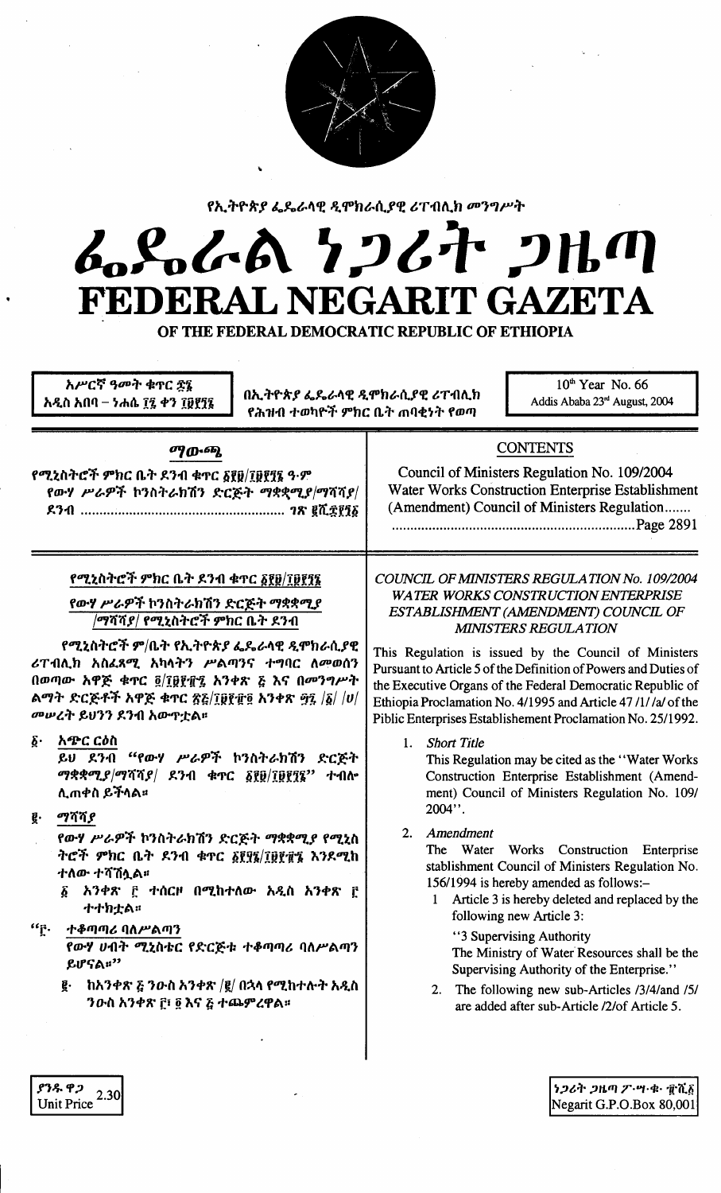የኢትዮጵያ ፌዴራላዊ ዲሞክራሲያዊ ሪፐብሊክ መንግሥት

# ፌዴራል ነጋሪት ጋዜጣ
# FEDERAL NEGARIT GAZETA
## OF THE FEDERAL DEMOCRATIC REPUBLIC OF ETHIOPIA

| አሥረኛ ዓመት ቁጥር ፷፮ አዲስ አበባ – ነሐሴ ፲፯ ቀን ፲፱፻፺፮ | በኢትዮጵያ ፌዴራላዊ ዲሞክራሲያዊ ሪፐብሊክ የሕዝብ ተወካዮች ምክር ቤት ጠባቂነት የወጣ | 10th Year No. 66 Addis Ababa 23rd August, 2004 |
|---|---|---|

| ማውጫ | CONTENTS |
|---|---|
| የሚኒስትሮች ምክር ቤት ደንብ ቁጥር ፩፻፱/፲፱፻፺፮ ዓ.ም የውሃ ሥራዎች ኮንስትራክሽን ድርጅት ማቋቋሚያ/ማሻሻያ/ ደንብ ...... ገጽ ፪ሺ፰፻፺፩ | Council of Ministers Regulation No. 109/2004 Water Works Construction Enterprise Establishment (Amendment) Council of Ministers Regulation....... ........Page 2891 |

### የሚኒስትሮች ምክር ቤት ደንብ ቁጥር ፩፻፱/፲፱፻፺፮
### የውሃ ሥራዎች ኮንስትራክሽን ድርጅት ማቋቋሚያ /ማሻሻያ/ የሚኒስትሮች ምክር ቤት ደንብ

የሚኒስትሮች ም/ቤት የኢትዮጵያ ፌዴራላዊ ዲሞክራሲያዊ ሪፐብሊክ አስፈጻሚ አካላትን ሥልጣንና ተግባር ለመወሰን በወጣው አዋጅ ቁጥር ፬/፲፱፻፹፯ አንቀጽ ፭ እና በመንግሥት ልማት ድርጅቶች አዋጅ ቁጥር ፳፭/፲፱፻፹፬ አንቀጽ ፵፯ /፩/ /ሀ/ መሠረት ይህንን ደንብ አውጥቷል።

፩· አጭር ርዕስ

ይህ ደንብ "የውሃ ሥራዎች ኮንስትራክሽን ድርጅት ማቋቋሚያ/ማሻሻያ/ ደንብ ቁጥር ፩፻፱/፲፱፻፺፮" ተብሎ ሊጠቀስ ይችላል።

፪· ማሻሻያ

የውሃ ሥራዎች ኮንስትራክሽን ድርጅት ማቋቋሚያ የሚኒስትሮች ምክር ቤት ደንብ ቁጥር ፩፻፶፮/፲፱፻፹፯ እንደሚከተለው ተሻሽሏል።

፩ አንቀጽ ፫ ተሰርዞ በሚከተለው አዲስ አንቀጽ ፫ ተተክቷል።

"፫· ተቆጣጣሪ ባለሥልጣን

የውሃ ሀብት ሚኒስቴር የድርጅቱ ተቆጣጣሪ ባለሥልጣን ይሆናል።"

፪· ከአንቀጽ ፭ ንዑስ አንቀጽ /፪/ በኋላ የሚከተሉት አዲስ ንዑስ አንቀጽ ፫፣ ፬ እና ፭ ተጨምረዋል።

### *COUNCIL OF MINISTERS REGULATION No. 109/2004 WATER WORKS CONSTRUCTION ENTERPRISE ESTABLISHMENT (AMENDMENT) COUNCIL OF MINISTERS REGULATION*

This Regulation is issued by the Council of Ministers Pursuant to Article 5 of the Definition of Powers and Duties of the Executive Organs of the Federal Democratic Republic of Ethiopia Proclamation No. 4/1995 and Article 47 /1/ /a/ of the Piblic Enterprises Establishement Proclamation No. 25/1992.

1. *Short Title*

   This Regulation may be cited as the "Water Works Construction Enterprise Establishment (Amendment) Council of Ministers Regulation No. 109/2004".

2. *Amendment*

   The Water Works Construction Enterprise stablishment Council of Ministers Regulation No. 156/1994 is hereby amended as follows:–

   1 Article 3 is hereby deleted and replaced by the following new Article 3:

   "3 Supervising Authority

   The Ministry of Water Resources shall be the Supervising Authority of the Enterprise."

   2. The following new sub-Articles /3/4/and /5/ are added after sub-Article /2/of Article 5.

| ያንዱ ዋጋ Unit Price 2.30 | ነጋሪት ጋዜጣ ፖ·ሣ·ቁ· ፹ሺ፩ Negarit G.P.O.Box 80,001 |
|---|---|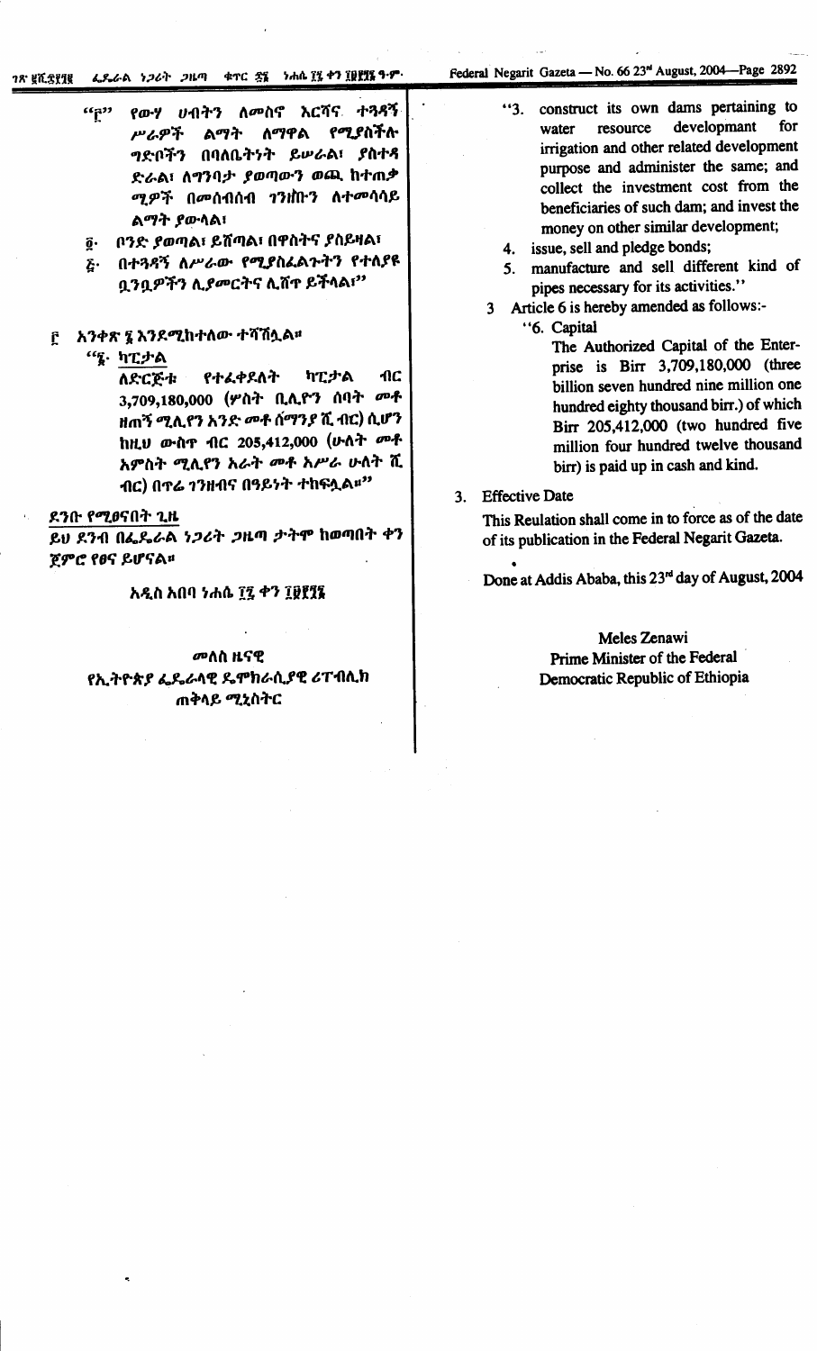"፫" የውሃ ሀብትን ለመስኖ እርሻና ተጓዳኝ ሥራዎች ልማት ለማዋል የሚያስችሉ ግድቦችን በባለቤትነት ይሠራል፤ ያስተዳድራል፤ ለግንባታ ያወጣውን ወጪ ከተጠቃሚዎች በመሰብሰብ ገንዘቡን ለተመሳሳይ ልማት ያውላል፤

፬· ቦንድ ያወጣል፣ ይሸጣል፣ በዋስትና ያስይዛል፤

፭· በተጓዳኝ ለሥራው የሚያስፈልጉትን የተለያዩ ቧንቧዎችን ሊያመርትና ሊሸጥ ይችላል፡፡"

፫ አንቀጽ ፮ እንደሚከተለው ተሻሽሏል፡፡

"፮· ካፒታል

የድርጅቱ የተፈቀደለት ካፒታል ብር 3,709,180,000 (ሦስት ቢሊዮን ሰባት መቶ ዘጠኝ ሚሊዮን አንድ መቶ ሰማንያ ሺ ብር) ሲሆን ከዚህ ውስጥ ብር 205,412,000 (ሁለት መቶ አምስት ሚሊዮን አራት መቶ አሥራ ሁለት ሺ ብር) በጥሬ ገንዘብና በዓይነት ተከፍሏል፡፡"

**ደንቡ የሚፀናበት ጊዜ**

ይህ ደንብ በፌዴራል ነጋሪት ጋዜጣ ታትሞ ከወጣበት ቀን ጀምሮ የፀና ይሆናል፡፡

አዲስ አበባ ነሐሴ ፲፯ ቀን ፲፱፻፺፮

መለስ ዜናዊ

የኢትዮጵያ ፌዴራላዊ ዴሞክራሲያዊ ሪፐብሊክ ጠቅላይ ሚኒስትር

"3. construct its own dams pertaining to water resource developmant for irrigation and other related development purpose and administer the same; and collect the investment cost from the beneficiaries of such dam; and invest the money on other similar development;

4. issue, sell and pledge bonds;

5. manufacture and sell different kind of pipes necessary for its activities."

3 Article 6 is hereby amended as follows:-

"6. Capital

The Authorized Capital of the Enterprise is Birr 3,709,180,000 (three billion seven hundred nine million one hundred eighty thousand birr.) of which Birr 205,412,000 (two hundred five million four hundred twelve thousand birr) is paid up in cash and kind.

3. Effective Date

This Reulation shall come in to force as of the date of its publication in the Federal Negarit Gazeta.

Done at Addis Ababa, this 23rd day of August, 2004

Meles Zenawi
Prime Minister of the Federal Democratic Republic of Ethiopia